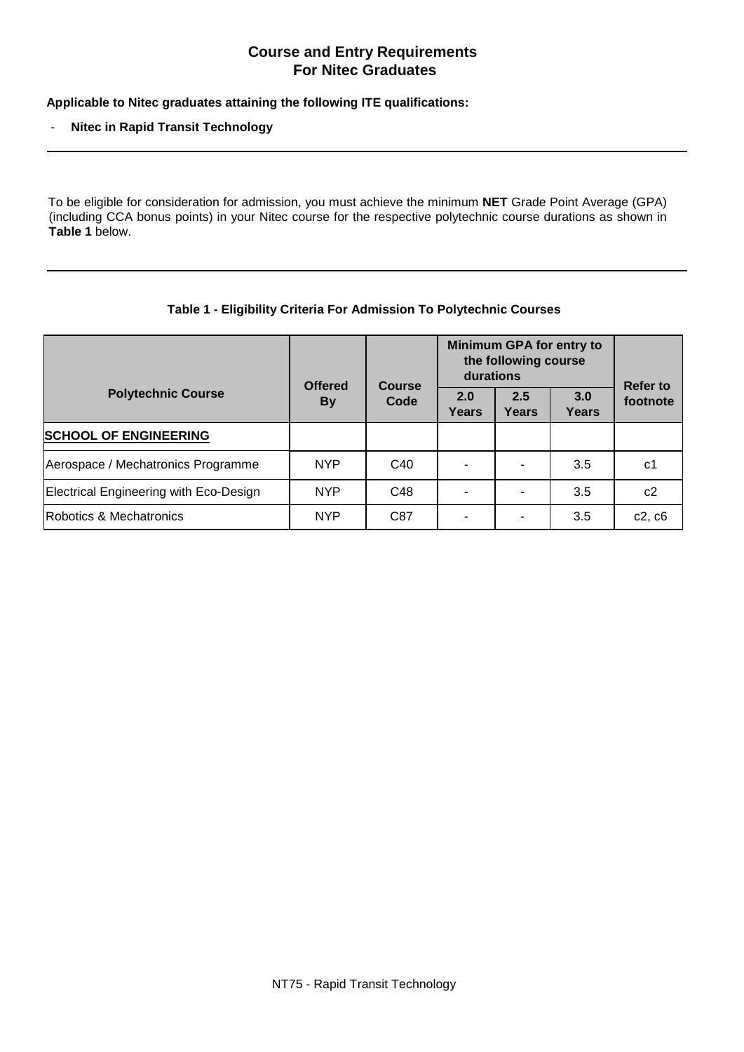# Course and Entry Requirements
# For Nitec Graduates

**Applicable to Nitec graduates attaining the following ITE qualifications:**

- **Nitec in Rapid Transit Technology**

---

To be eligible for consideration for admission, you must achieve the minimum **NET** Grade Point Average (GPA) (including CCA bonus points) in your Nitec course for the respective polytechnic course durations as shown in **Table 1** below.

---

**Table 1 - Eligibility Criteria For Admission To Polytechnic Courses**

| Polytechnic Course | Offered By | Course Code | Minimum GPA for entry to the following course durations | | | Refer to footnote |
|---|---|---|---|---|---|---|
| | | | 2.0 Years | 2.5 Years | 3.0 Years | |
| **SCHOOL OF ENGINEERING** | | | | | | |
| Aerospace / Mechatronics Programme | NYP | C40 | - | - | 3.5 | c1 |
| Electrical Engineering with Eco-Design | NYP | C48 | - | - | 3.5 | c2 |
| Robotics & Mechatronics | NYP | C87 | - | - | 3.5 | c2, c6 |

NT75 - Rapid Transit Technology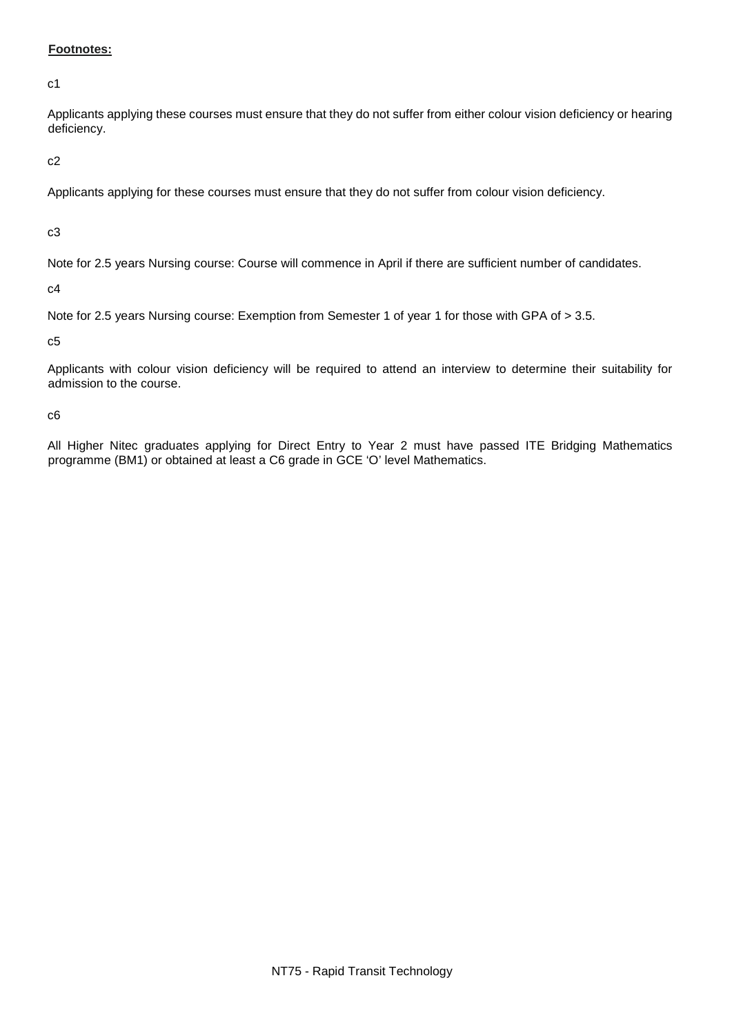**Footnotes:**

c1

Applicants applying these courses must ensure that they do not suffer from either colour vision deficiency or hearing deficiency.

c2

Applicants applying for these courses must ensure that they do not suffer from colour vision deficiency.

c3

Note for 2.5 years Nursing course: Course will commence in April if there are sufficient number of candidates.

c4

Note for 2.5 years Nursing course: Exemption from Semester 1 of year 1 for those with GPA of > 3.5.

c5

Applicants with colour vision deficiency will be required to attend an interview to determine their suitability for admission to the course.

c6

All Higher Nitec graduates applying for Direct Entry to Year 2 must have passed ITE Bridging Mathematics programme (BM1) or obtained at least a C6 grade in GCE 'O' level Mathematics.